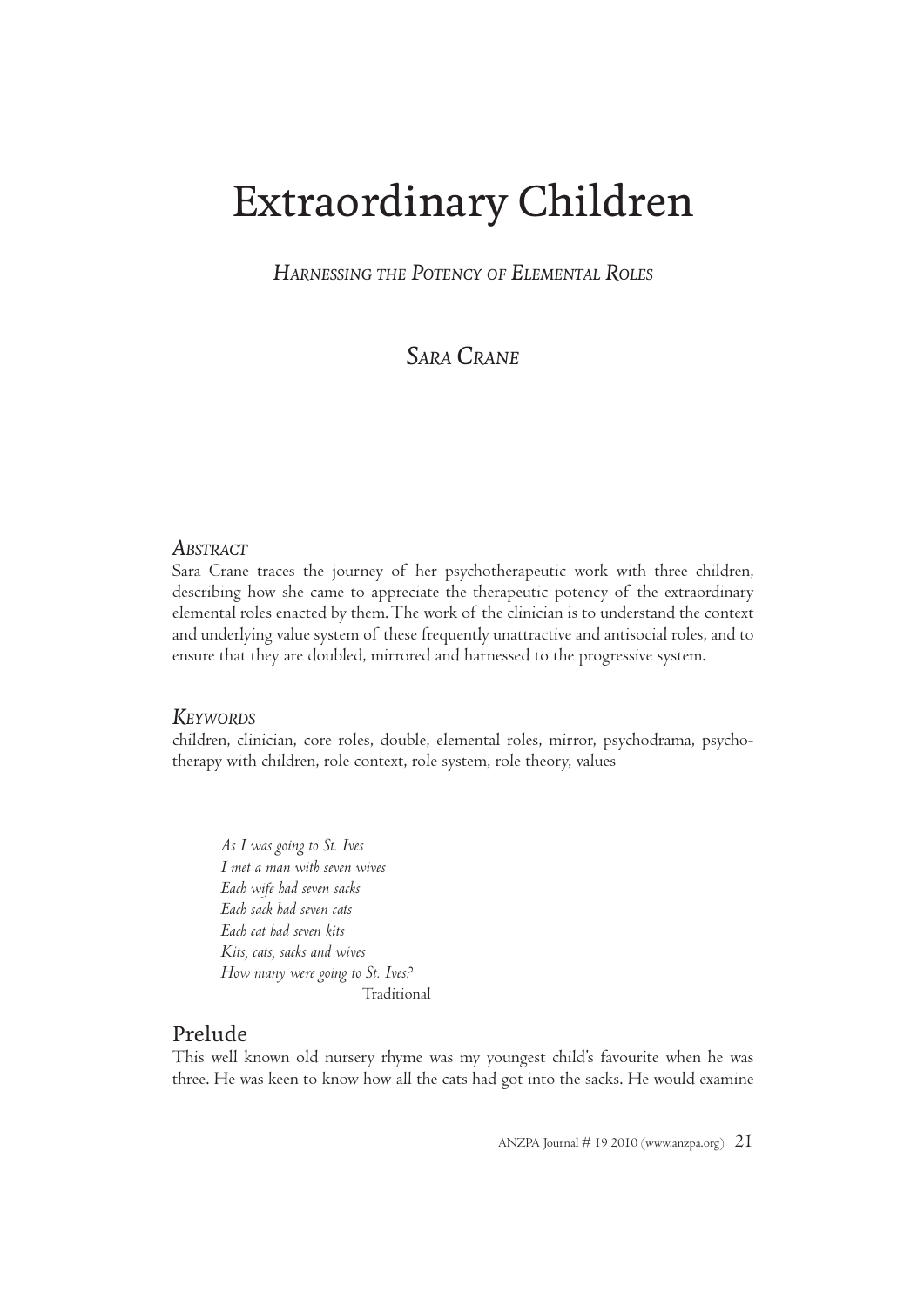# Extraordinary Children

*Harnessing the Potency of Elemental Roles*

*Sara Crane*

### *Abstract*

Sara Crane traces the journey of her psychotherapeutic work with three children, describing how she came to appreciate the therapeutic potency of the extraordinary elemental roles enacted by them. The work of the clinician is to understand the context and underlying value system of these frequently unattractive and antisocial roles, and to ensure that they are doubled, mirrored and harnessed to the progressive system.

### *Keywords*

children, clinician, core roles, double, elemental roles, mirror, psychodrama, psychotherapy with children, role context, role system, role theory, values

> *As I was going to St. Ives*
> *I met a man with seven wives*
> *Each wife had seven sacks*
> *Each sack had seven cats*
> *Each cat had seven kits*
> *Kits, cats, sacks and wives*
> *How many were going to St. Ives?*
>
> Traditional

## Prelude

This well known old nursery rhyme was my youngest child's favourite when he was three. He was keen to know how all the cats had got into the sacks. He would examine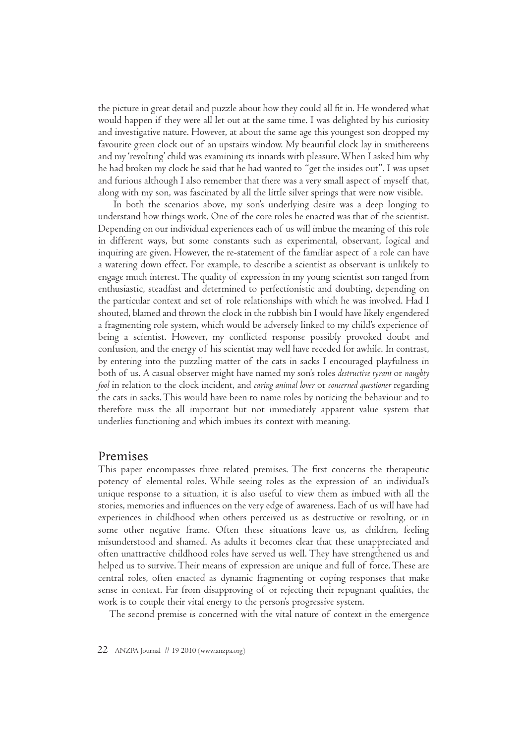the picture in great detail and puzzle about how they could all fit in. He wondered what would happen if they were all let out at the same time. I was delighted by his curiosity and investigative nature. However, at about the same age this youngest son dropped my favourite green clock out of an upstairs window. My beautiful clock lay in smithereens and my 'revolting' child was examining its innards with pleasure. When I asked him why he had broken my clock he said that he had wanted to "get the insides out". I was upset and furious although I also remember that there was a very small aspect of myself that, along with my son, was fascinated by all the little silver springs that were now visible.

In both the scenarios above, my son's underlying desire was a deep longing to understand how things work. One of the core roles he enacted was that of the scientist. Depending on our individual experiences each of us will imbue the meaning of this role in different ways, but some constants such as experimental, observant, logical and inquiring are given. However, the re-statement of the familiar aspect of a role can have a watering down effect. For example, to describe a scientist as observant is unlikely to engage much interest. The quality of expression in my young scientist son ranged from enthusiastic, steadfast and determined to perfectionistic and doubting, depending on the particular context and set of role relationships with which he was involved. Had I shouted, blamed and thrown the clock in the rubbish bin I would have likely engendered a fragmenting role system, which would be adversely linked to my child's experience of being a scientist. However, my conflicted response possibly provoked doubt and confusion, and the energy of his scientist may well have receded for awhile. In contrast, by entering into the puzzling matter of the cats in sacks I encouraged playfulness in both of us. A casual observer might have named my son's roles *destructive tyrant* or *naughty fool* in relation to the clock incident, and *caring animal lover* or *concerned questioner* regarding the cats in sacks. This would have been to name roles by noticing the behaviour and to therefore miss the all important but not immediately apparent value system that underlies functioning and which imbues its context with meaning.

## Premises

This paper encompasses three related premises. The first concerns the therapeutic potency of elemental roles. While seeing roles as the expression of an individual's unique response to a situation, it is also useful to view them as imbued with all the stories, memories and influences on the very edge of awareness. Each of us will have had experiences in childhood when others perceived us as destructive or revolting, or in some other negative frame. Often these situations leave us, as children, feeling misunderstood and shamed. As adults it becomes clear that these unappreciated and often unattractive childhood roles have served us well. They have strengthened us and helped us to survive. Their means of expression are unique and full of force. These are central roles, often enacted as dynamic fragmenting or coping responses that make sense in context. Far from disapproving of or rejecting their repugnant qualities, the work is to couple their vital energy to the person's progressive system.

The second premise is concerned with the vital nature of context in the emergence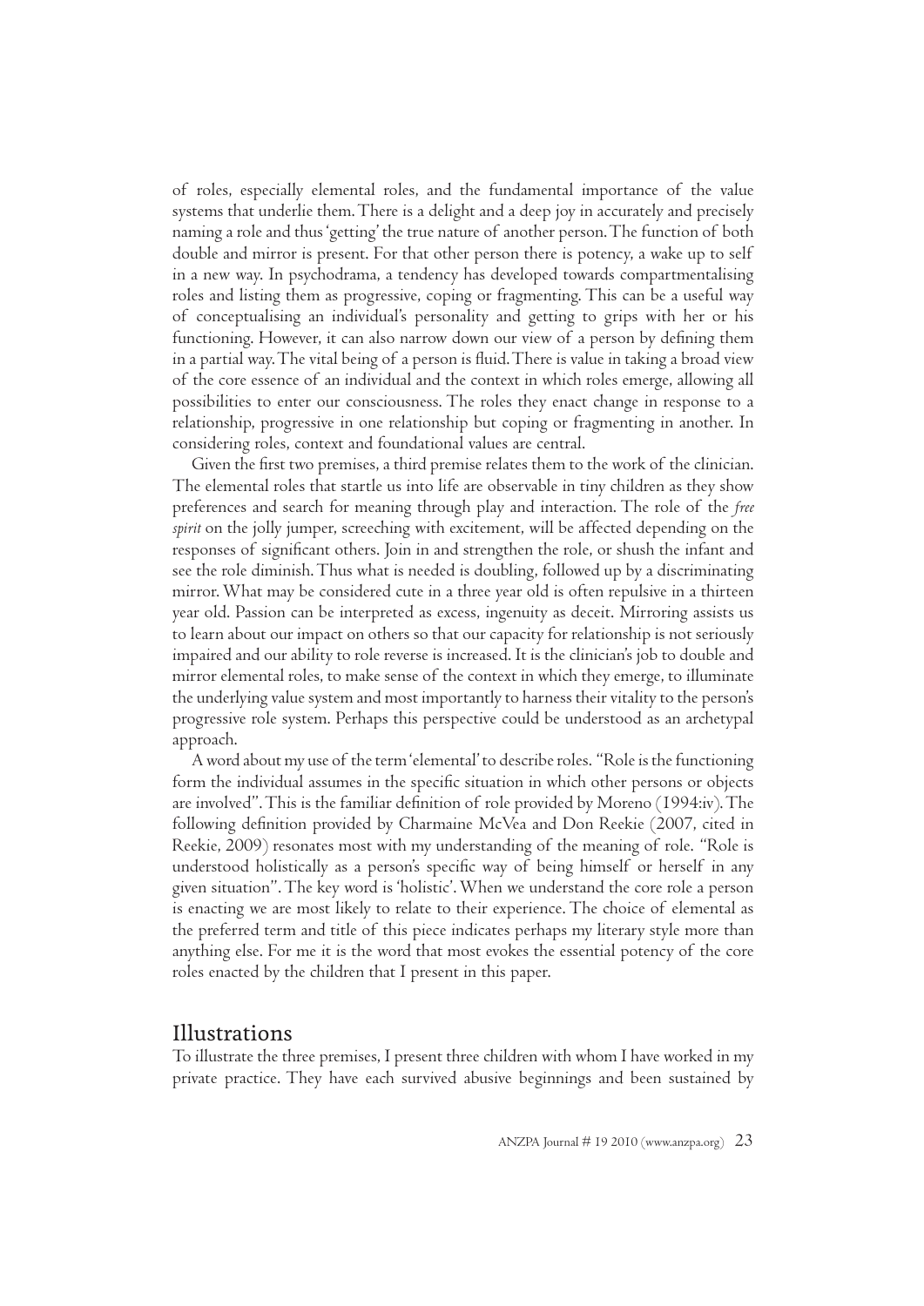of roles, especially elemental roles, and the fundamental importance of the value systems that underlie them. There is a delight and a deep joy in accurately and precisely naming a role and thus 'getting' the true nature of another person. The function of both double and mirror is present. For that other person there is potency, a wake up to self in a new way. In psychodrama, a tendency has developed towards compartmentalising roles and listing them as progressive, coping or fragmenting. This can be a useful way of conceptualising an individual's personality and getting to grips with her or his functioning. However, it can also narrow down our view of a person by defining them in a partial way. The vital being of a person is fluid. There is value in taking a broad view of the core essence of an individual and the context in which roles emerge, allowing all possibilities to enter our consciousness. The roles they enact change in response to a relationship, progressive in one relationship but coping or fragmenting in another. In considering roles, context and foundational values are central.

Given the first two premises, a third premise relates them to the work of the clinician. The elemental roles that startle us into life are observable in tiny children as they show preferences and search for meaning through play and interaction. The role of the *free spirit* on the jolly jumper, screeching with excitement, will be affected depending on the responses of significant others. Join in and strengthen the role, or shush the infant and see the role diminish. Thus what is needed is doubling, followed up by a discriminating mirror. What may be considered cute in a three year old is often repulsive in a thirteen year old. Passion can be interpreted as excess, ingenuity as deceit. Mirroring assists us to learn about our impact on others so that our capacity for relationship is not seriously impaired and our ability to role reverse is increased. It is the clinician's job to double and mirror elemental roles, to make sense of the context in which they emerge, to illuminate the underlying value system and most importantly to harness their vitality to the person's progressive role system. Perhaps this perspective could be understood as an archetypal approach.

A word about my use of the term 'elemental' to describe roles. "Role is the functioning form the individual assumes in the specific situation in which other persons or objects are involved". This is the familiar definition of role provided by Moreno (1994:iv). The following definition provided by Charmaine McVea and Don Reekie (2007, cited in Reekie, 2009) resonates most with my understanding of the meaning of role. "Role is understood holistically as a person's specific way of being himself or herself in any given situation". The key word is 'holistic'. When we understand the core role a person is enacting we are most likely to relate to their experience. The choice of elemental as the preferred term and title of this piece indicates perhaps my literary style more than anything else. For me it is the word that most evokes the essential potency of the core roles enacted by the children that I present in this paper.

## Illustrations

To illustrate the three premises, I present three children with whom I have worked in my private practice. They have each survived abusive beginnings and been sustained by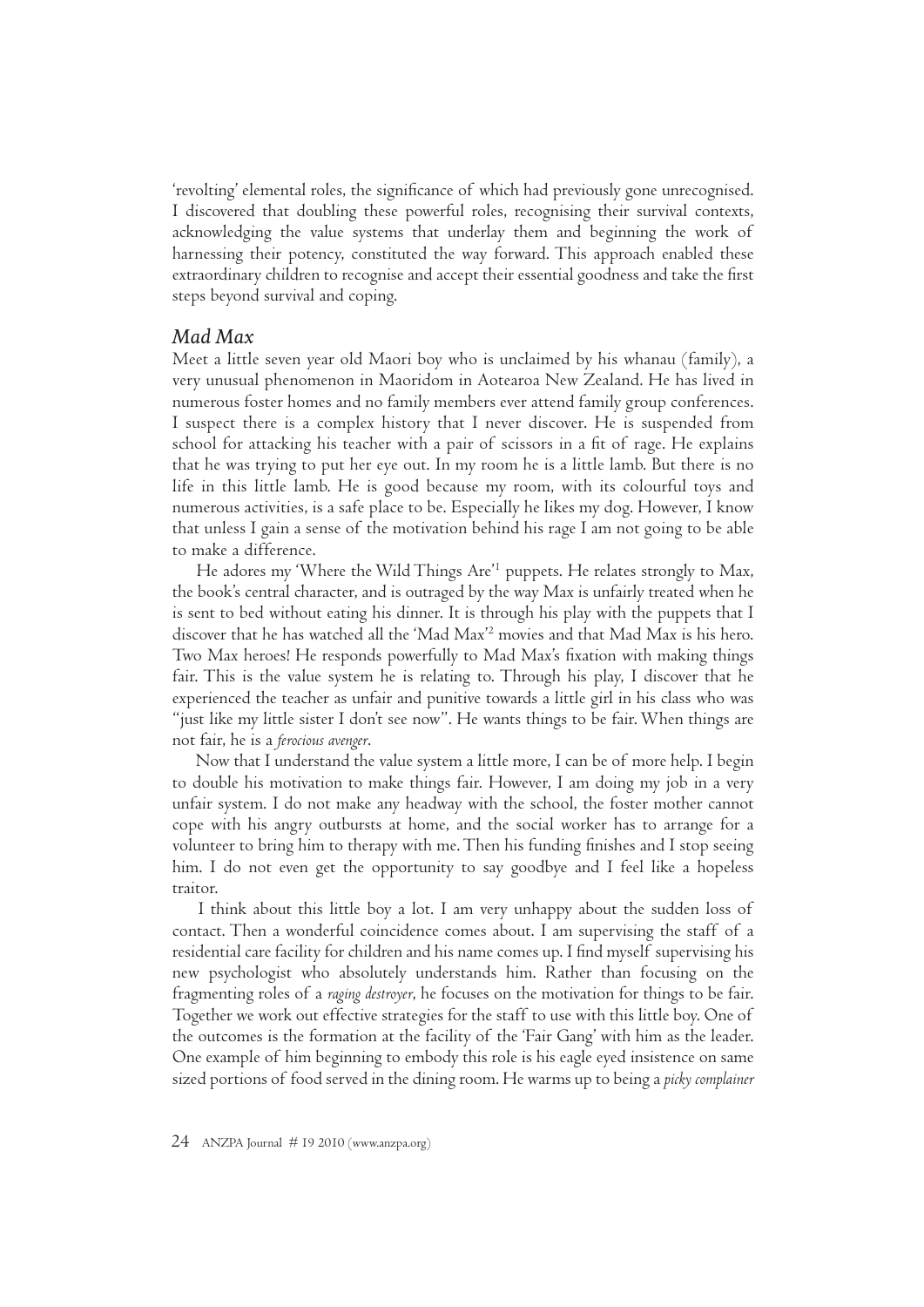'revolting' elemental roles, the significance of which had previously gone unrecognised. I discovered that doubling these powerful roles, recognising their survival contexts, acknowledging the value systems that underlay them and beginning the work of harnessing their potency, constituted the way forward. This approach enabled these extraordinary children to recognise and accept their essential goodness and take the first steps beyond survival and coping.

## *Mad Max*

Meet a little seven year old Maori boy who is unclaimed by his whanau (family), a very unusual phenomenon in Maoridom in Aotearoa New Zealand. He has lived in numerous foster homes and no family members ever attend family group conferences. I suspect there is a complex history that I never discover. He is suspended from school for attacking his teacher with a pair of scissors in a fit of rage. He explains that he was trying to put her eye out. In my room he is a little lamb. But there is no life in this little lamb. He is good because my room, with its colourful toys and numerous activities, is a safe place to be. Especially he likes my dog. However, I know that unless I gain a sense of the motivation behind his rage I am not going to be able to make a difference.

He adores my 'Where the Wild Things Are'[1] puppets. He relates strongly to Max, the book's central character, and is outraged by the way Max is unfairly treated when he is sent to bed without eating his dinner. It is through his play with the puppets that I discover that he has watched all the 'Mad Max'[2] movies and that Mad Max is his hero. Two Max heroes! He responds powerfully to Mad Max's fixation with making things fair. This is the value system he is relating to. Through his play, I discover that he experienced the teacher as unfair and punitive towards a little girl in his class who was "just like my little sister I don't see now". He wants things to be fair. When things are not fair, he is a *ferocious avenger*.

Now that I understand the value system a little more, I can be of more help. I begin to double his motivation to make things fair. However, I am doing my job in a very unfair system. I do not make any headway with the school, the foster mother cannot cope with his angry outbursts at home, and the social worker has to arrange for a volunteer to bring him to therapy with me. Then his funding finishes and I stop seeing him. I do not even get the opportunity to say goodbye and I feel like a hopeless traitor.

I think about this little boy a lot. I am very unhappy about the sudden loss of contact. Then a wonderful coincidence comes about. I am supervising the staff of a residential care facility for children and his name comes up. I find myself supervising his new psychologist who absolutely understands him. Rather than focusing on the fragmenting roles of a *raging destroyer*, he focuses on the motivation for things to be fair. Together we work out effective strategies for the staff to use with this little boy. One of the outcomes is the formation at the facility of the 'Fair Gang' with him as the leader. One example of him beginning to embody this role is his eagle eyed insistence on same sized portions of food served in the dining room. He warms up to being a *picky complainer*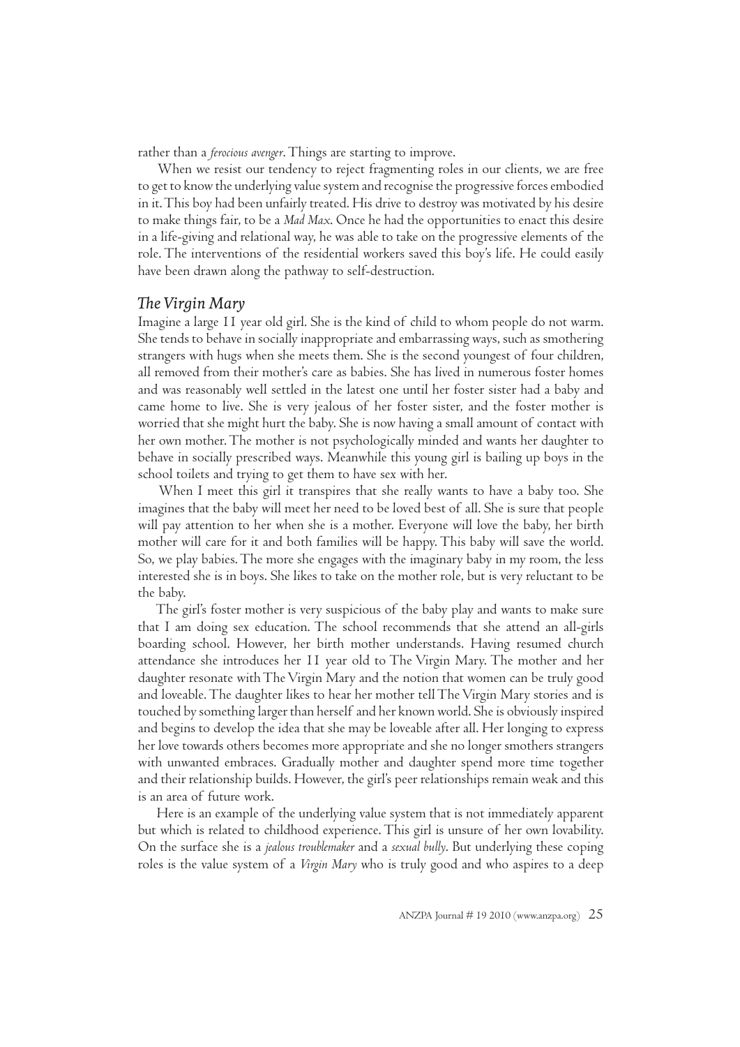rather than a *ferocious avenger*. Things are starting to improve.

When we resist our tendency to reject fragmenting roles in our clients, we are free to get to know the underlying value system and recognise the progressive forces embodied in it. This boy had been unfairly treated. His drive to destroy was motivated by his desire to make things fair, to be a *Mad Max*. Once he had the opportunities to enact this desire in a life-giving and relational way, he was able to take on the progressive elements of the role. The interventions of the residential workers saved this boy's life. He could easily have been drawn along the pathway to self-destruction.

### *The Virgin Mary*

Imagine a large 11 year old girl. She is the kind of child to whom people do not warm. She tends to behave in socially inappropriate and embarrassing ways, such as smothering strangers with hugs when she meets them. She is the second youngest of four children, all removed from their mother's care as babies. She has lived in numerous foster homes and was reasonably well settled in the latest one until her foster sister had a baby and came home to live. She is very jealous of her foster sister, and the foster mother is worried that she might hurt the baby. She is now having a small amount of contact with her own mother. The mother is not psychologically minded and wants her daughter to behave in socially prescribed ways. Meanwhile this young girl is bailing up boys in the school toilets and trying to get them to have sex with her.

When I meet this girl it transpires that she really wants to have a baby too. She imagines that the baby will meet her need to be loved best of all. She is sure that people will pay attention to her when she is a mother. Everyone will love the baby, her birth mother will care for it and both families will be happy. This baby will save the world. So, we play babies. The more she engages with the imaginary baby in my room, the less interested she is in boys. She likes to take on the mother role, but is very reluctant to be the baby.

The girl's foster mother is very suspicious of the baby play and wants to make sure that I am doing sex education. The school recommends that she attend an all-girls boarding school. However, her birth mother understands. Having resumed church attendance she introduces her 11 year old to The Virgin Mary. The mother and her daughter resonate with The Virgin Mary and the notion that women can be truly good and loveable. The daughter likes to hear her mother tell The Virgin Mary stories and is touched by something larger than herself and her known world. She is obviously inspired and begins to develop the idea that she may be loveable after all. Her longing to express her love towards others becomes more appropriate and she no longer smothers strangers with unwanted embraces. Gradually mother and daughter spend more time together and their relationship builds. However, the girl's peer relationships remain weak and this is an area of future work.

Here is an example of the underlying value system that is not immediately apparent but which is related to childhood experience. This girl is unsure of her own lovability. On the surface she is a *jealous troublemaker* and a *sexual bully*. But underlying these coping roles is the value system of a *Virgin Mary* who is truly good and who aspires to a deep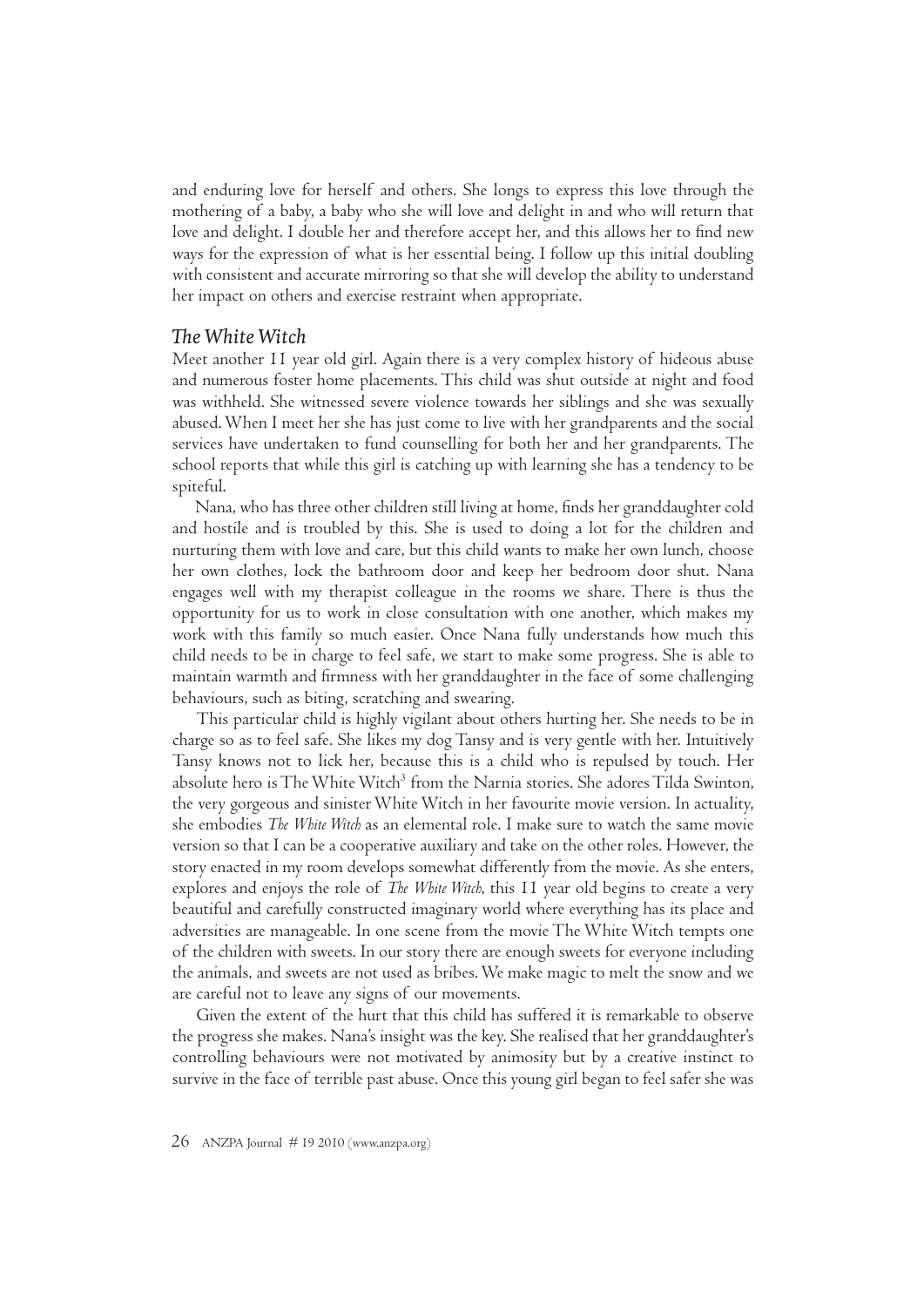and enduring love for herself and others. She longs to express this love through the mothering of a baby, a baby who she will love and delight in and who will return that love and delight. I double her and therefore accept her, and this allows her to find new ways for the expression of what is her essential being. I follow up this initial doubling with consistent and accurate mirroring so that she will develop the ability to understand her impact on others and exercise restraint when appropriate.

### *The White Witch*

Meet another 11 year old girl. Again there is a very complex history of hideous abuse and numerous foster home placements. This child was shut outside at night and food was withheld. She witnessed severe violence towards her siblings and she was sexually abused. When I meet her she has just come to live with her grandparents and the social services have undertaken to fund counselling for both her and her grandparents. The school reports that while this girl is catching up with learning she has a tendency to be spiteful.

Nana, who has three other children still living at home, finds her granddaughter cold and hostile and is troubled by this. She is used to doing a lot for the children and nurturing them with love and care, but this child wants to make her own lunch, choose her own clothes, lock the bathroom door and keep her bedroom door shut. Nana engages well with my therapist colleague in the rooms we share. There is thus the opportunity for us to work in close consultation with one another, which makes my work with this family so much easier. Once Nana fully understands how much this child needs to be in charge to feel safe, we start to make some progress. She is able to maintain warmth and firmness with her granddaughter in the face of some challenging behaviours, such as biting, scratching and swearing.

This particular child is highly vigilant about others hurting her. She needs to be in charge so as to feel safe. She likes my dog Tansy and is very gentle with her. Intuitively Tansy knows not to lick her, because this is a child who is repulsed by touch. Her absolute hero is The White Witch[3] from the Narnia stories. She adores Tilda Swinton, the very gorgeous and sinister White Witch in her favourite movie version. In actuality, she embodies *The White Witch* as an elemental role. I make sure to watch the same movie version so that I can be a cooperative auxiliary and take on the other roles. However, the story enacted in my room develops somewhat differently from the movie. As she enters, explores and enjoys the role of *The White Witch*, this 11 year old begins to create a very beautiful and carefully constructed imaginary world where everything has its place and adversities are manageable. In one scene from the movie The White Witch tempts one of the children with sweets. In our story there are enough sweets for everyone including the animals, and sweets are not used as bribes. We make magic to melt the snow and we are careful not to leave any signs of our movements.

Given the extent of the hurt that this child has suffered it is remarkable to observe the progress she makes. Nana's insight was the key. She realised that her granddaughter's controlling behaviours were not motivated by animosity but by a creative instinct to survive in the face of terrible past abuse. Once this young girl began to feel safer she was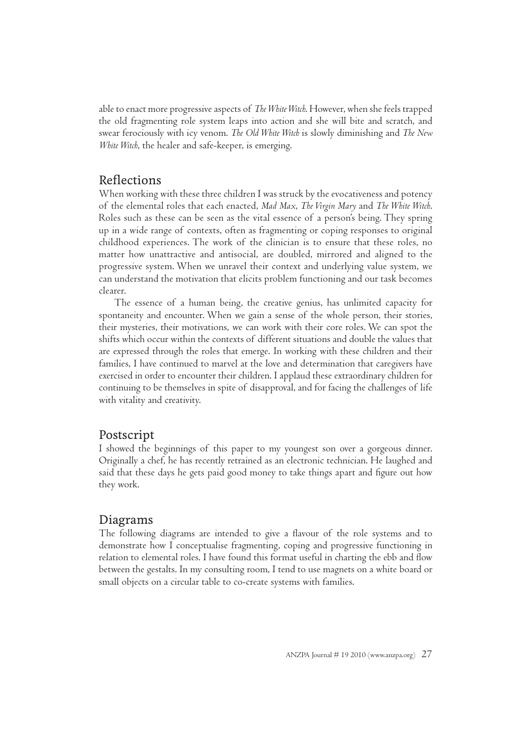able to enact more progressive aspects of *The White Witch*. However, when she feels trapped the old fragmenting role system leaps into action and she will bite and scratch, and swear ferociously with icy venom. *The Old White Witch* is slowly diminishing and *The New White Witch*, the healer and safe-keeper, is emerging.

## Reflections

When working with these three children I was struck by the evocativeness and potency of the elemental roles that each enacted, *Mad Max*, *The Virgin Mary* and *The White Witch*. Roles such as these can be seen as the vital essence of a person's being. They spring up in a wide range of contexts, often as fragmenting or coping responses to original childhood experiences. The work of the clinician is to ensure that these roles, no matter how unattractive and antisocial, are doubled, mirrored and aligned to the progressive system. When we unravel their context and underlying value system, we can understand the motivation that elicits problem functioning and our task becomes clearer.

The essence of a human being, the creative genius, has unlimited capacity for spontaneity and encounter. When we gain a sense of the whole person, their stories, their mysteries, their motivations, we can work with their core roles. We can spot the shifts which occur within the contexts of different situations and double the values that are expressed through the roles that emerge. In working with these children and their families, I have continued to marvel at the love and determination that caregivers have exercised in order to encounter their children. I applaud these extraordinary children for continuing to be themselves in spite of disapproval, and for facing the challenges of life with vitality and creativity.

## Postscript

I showed the beginnings of this paper to my youngest son over a gorgeous dinner. Originally a chef, he has recently retrained as an electronic technician. He laughed and said that these days he gets paid good money to take things apart and figure out how they work.

## Diagrams

The following diagrams are intended to give a flavour of the role systems and to demonstrate how I conceptualise fragmenting, coping and progressive functioning in relation to elemental roles. I have found this format useful in charting the ebb and flow between the gestalts. In my consulting room, I tend to use magnets on a white board or small objects on a circular table to co-create systems with families.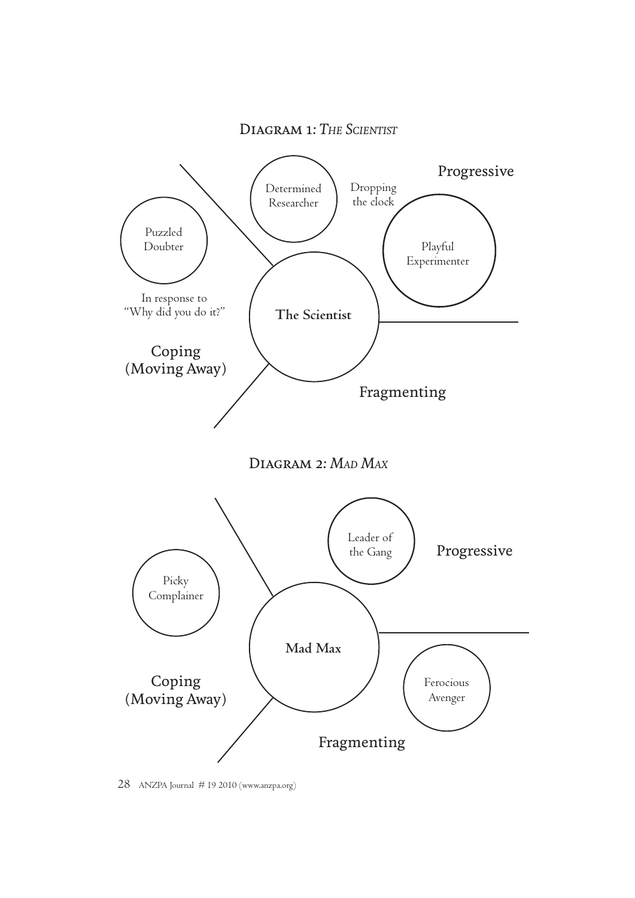## Diagram 1: *The Scientist*

- **The Scientist**
- Progressive: Determined Researcher; Playful Experimenter
- Dropping the clock
- Coping (Moving Away): Puzzled Doubter
- In response to "Why did you do it?"
- Fragmenting

## Diagram 2: *Mad Max*

- **Mad Max**
- Progressive: Leader of the Gang
- Coping (Moving Away): Picky Complainer
- Fragmenting: Ferocious Avenger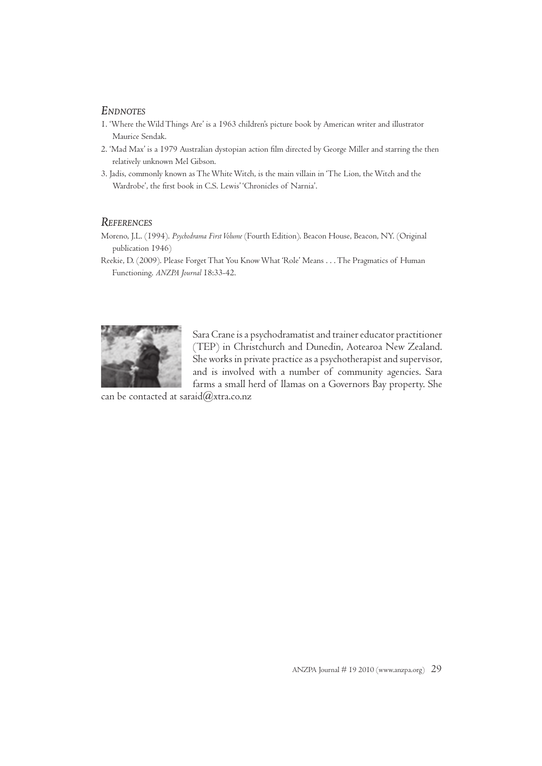## *Endnotes*

1. 'Where the Wild Things Are' is a 1963 children's picture book by American writer and illustrator Maurice Sendak.
2. 'Mad Max' is a 1979 Australian dystopian action film directed by George Miller and starring the then relatively unknown Mel Gibson.
3. Jadis, commonly known as The White Witch, is the main villain in 'The Lion, the Witch and the Wardrobe', the first book in C.S. Lewis' 'Chronicles of Narnia'.

## *References*

Moreno, J.L. (1994). *Psychodrama First Volume* (Fourth Edition). Beacon House, Beacon, NY. (Original publication 1946)

Reekie, D. (2009). Please Forget That You Know What 'Role' Means . . . The Pragmatics of Human Functioning. *ANZPA Journal* 18:33-42.

Sara Crane is a psychodramatist and trainer educator practitioner (TEP) in Christchurch and Dunedin, Aotearoa New Zealand. She works in private practice as a psychotherapist and supervisor, and is involved with a number of community agencies. Sara farms a small herd of llamas on a Governors Bay property. She can be contacted at saraid@xtra.co.nz